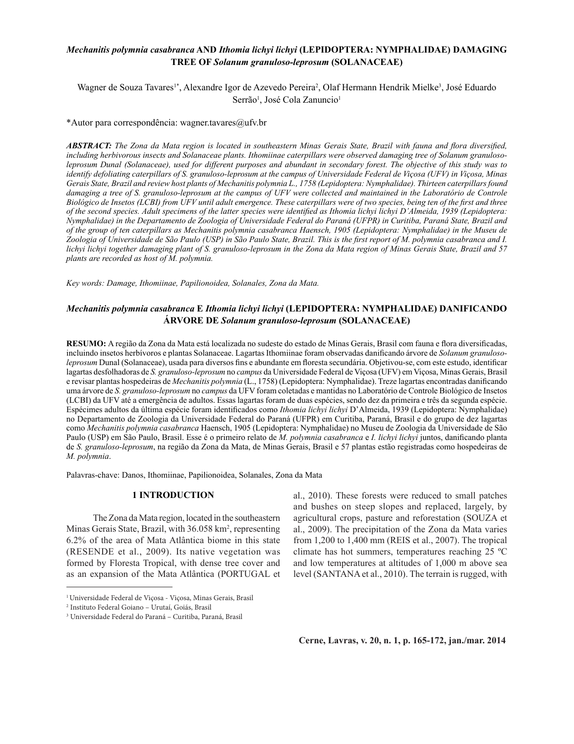# *Mechanitis polymnia casabranca* AND *Ithomia lichyi lichyi* (LEPIDOPTERA: NYMPHALIDAE) DAMAGING TREE OF *Solanum granuloso-leprosum* (SOLANACEAE)

Wagner de Souza Tavares[1*], Alexandre Igor de Azevedo Pereira[2], Olaf Hermann Hendrik Mielke[3], José Eduardo Serrão[1], José Cola Zanuncio[1]

*Autor para correspondência: wagner.tavares@ufv.br

***ABSTRACT:*** *The Zona da Mata region is located in southeastern Minas Gerais State, Brazil with fauna and flora diversified, including herbivorous insects and Solanaceae plants. Ithomiinae caterpillars were observed damaging tree of Solanum granuloso-leprosum Dunal (Solanaceae), used for different purposes and abundant in secondary forest. The objective of this study was to identify defoliating caterpillars of S. granuloso-leprosum at the campus of Universidade Federal de Viçosa (UFV) in Viçosa, Minas Gerais State, Brazil and review host plants of Mechanitis polymnia L., 1758 (Lepidoptera: Nymphalidae). Thirteen caterpillars found damaging a tree of S. granuloso-leprosum at the campus of UFV were collected and maintained in the Laboratório de Controle Biológico de Insetos (LCBI) from UFV until adult emergence. These caterpillars were of two species, being ten of the first and three of the second species. Adult specimens of the latter species were identified as Ithomia lichyi lichyi D'Almeida, 1939 (Lepidoptera: Nymphalidae) in the Departamento de Zoologia of Universidade Federal do Paraná (UFPR) in Curitiba, Paraná State, Brazil and of the group of ten caterpillars as Mechanitis polymnia casabranca Haensch, 1905 (Lepidoptera: Nymphalidae) in the Museu de Zoologia of Universidade de São Paulo (USP) in São Paulo State, Brazil. This is the first report of M. polymnia casabranca and I. lichyi lichyi together damaging plant of S. granuloso-leprosum in the Zona da Mata region of Minas Gerais State, Brazil and 57 plants are recorded as host of M. polymnia.*

*Key words: Damage, Ithomiinae, Papilionoidea, Solanales, Zona da Mata.*

# *Mechanitis polymnia casabranca* E *Ithomia lichyi lichyi* (LEPIDOPTERA: NYMPHALIDAE) DANIFICANDO ÁRVORE DE *Solanum granuloso-leprosum* (SOLANACEAE)

**RESUMO:** A região da Zona da Mata está localizada no sudeste do estado de Minas Gerais, Brasil com fauna e flora diversificadas, incluindo insetos herbívoros e plantas Solanaceae. Lagartas Ithomiinae foram observadas danificando árvore de *Solanum granuloso-leprosum* Dunal (Solanaceae), usada para diversos fins e abundante em floresta secundária. Objetivou-se, com este estudo, identificar lagartas desfolhadoras de *S. granuloso-leprosum* no *campus* da Universidade Federal de Viçosa (UFV) em Viçosa, Minas Gerais, Brasil e revisar plantas hospedeiras de *Mechanitis polymnia* (L., 1758) (Lepidoptera: Nymphalidae). Treze lagartas encontradas danificando uma árvore de *S. granuloso-leprosum* no *campus* da UFV foram coletadas e mantidas no Laboratório de Controle Biológico de Insetos (LCBI) da UFV até a emergência de adultos. Essas lagartas foram de duas espécies, sendo dez da primeira e três da segunda espécie. Espécimes adultos da última espécie foram identificados como *Ithomia lichyi lichyi* D'Almeida, 1939 (Lepidoptera: Nymphalidae) no Departamento de Zoologia da Universidade Federal do Paraná (UFPR) em Curitiba, Paraná, Brasil e do grupo de dez lagartas como *Mechanitis polymnia casabranca* Haensch, 1905 (Lepidoptera: Nymphalidae) no Museu de Zoologia da Universidade de São Paulo (USP) em São Paulo, Brasil. Esse é o primeiro relato de *M. polymnia casabranca* e *I. lichyi lichyi* juntos, danificando planta de *S. granuloso-leprosum*, na região da Zona da Mata, de Minas Gerais, Brasil e 57 plantas estão registradas como hospedeiras de *M. polymnia*.

Palavras-chave: Danos, Ithomiinae, Papilionoidea, Solanales, Zona da Mata

## 1 INTRODUCTION

The Zona da Mata region, located in the southeastern Minas Gerais State, Brazil, with 36.058 km$^2$, representing 6.2% of the area of Mata Atlântica biome in this state (RESENDE et al., 2009). Its native vegetation was formed by Floresta Tropical, with dense tree cover and as an expansion of the Mata Atlântica (PORTUGAL et al., 2010). These forests were reduced to small patches and bushes on steep slopes and replaced, largely, by agricultural crops, pasture and reforestation (SOUZA et al., 2009). The precipitation of the Zona da Mata varies from 1,200 to 1,400 mm (REIS et al., 2007). The tropical climate has hot summers, temperatures reaching 25 ºC and low temperatures at altitudes of 1,000 m above sea level (SANTANA et al., 2010). The terrain is rugged, with

[1] Universidade Federal de Viçosa - Viçosa, Minas Gerais, Brasil
[2] Instituto Federal Goiano – Urutaí, Goiás, Brasil
[3] Universidade Federal do Paraná – Curitiba, Paraná, Brasil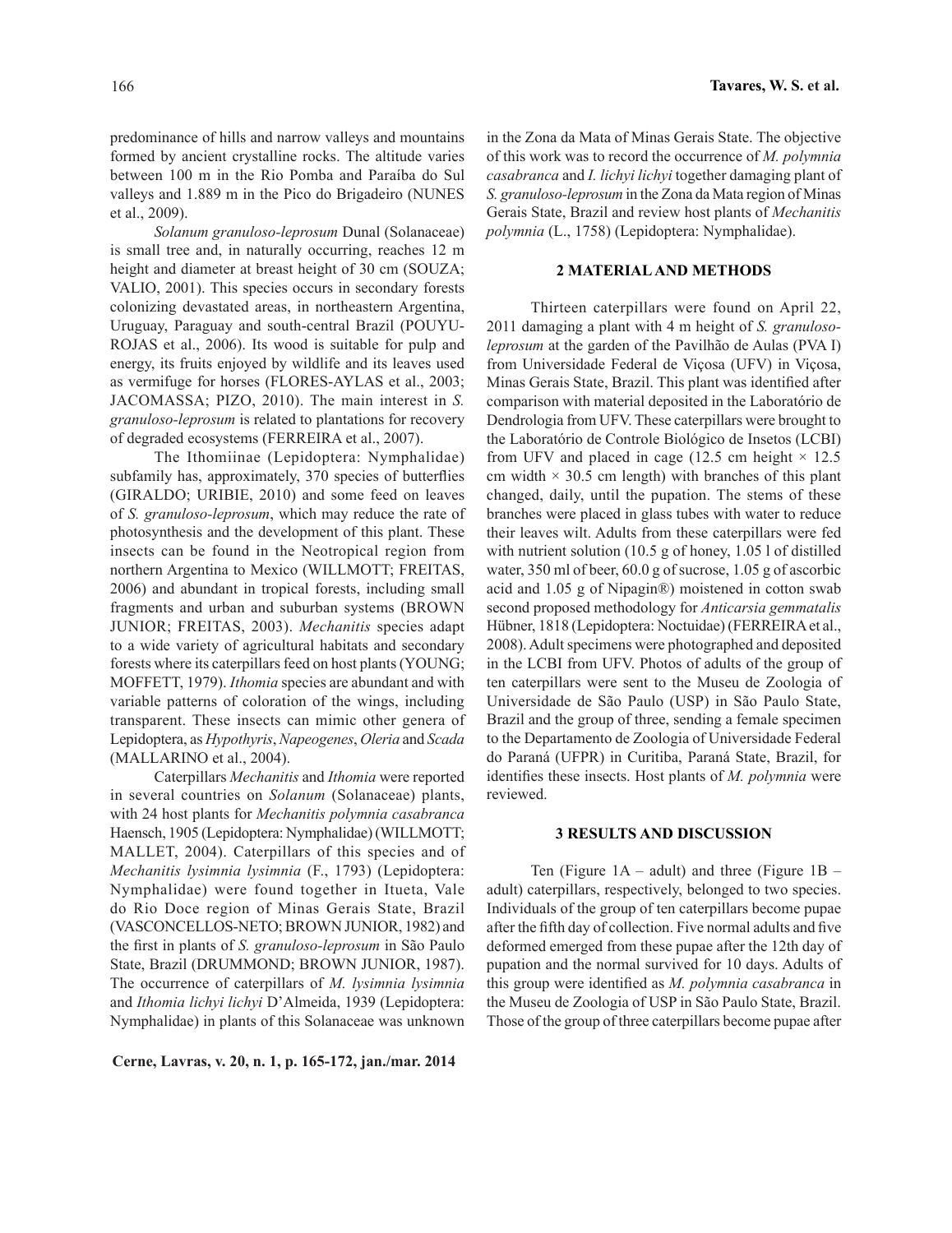predominance of hills and narrow valleys and mountains formed by ancient crystalline rocks. The altitude varies between 100 m in the Rio Pomba and Paraíba do Sul valleys and 1.889 m in the Pico do Brigadeiro (NUNES et al., 2009).

*Solanum granuloso-leprosum* Dunal (Solanaceae) is small tree and, in naturally occurring, reaches 12 m height and diameter at breast height of 30 cm (SOUZA; VALIO, 2001). This species occurs in secondary forests colonizing devastated areas, in northeastern Argentina, Uruguay, Paraguay and south-central Brazil (POUYU-ROJAS et al., 2006). Its wood is suitable for pulp and energy, its fruits enjoyed by wildlife and its leaves used as vermifuge for horses (FLORES-AYLAS et al., 2003; JACOMASSA; PIZO, 2010). The main interest in *S. granuloso-leprosum* is related to plantations for recovery of degraded ecosystems (FERREIRA et al., 2007).

The Ithomiinae (Lepidoptera: Nymphalidae) subfamily has, approximately, 370 species of butterflies (GIRALDO; URIBIE, 2010) and some feed on leaves of *S. granuloso-leprosum*, which may reduce the rate of photosynthesis and the development of this plant. These insects can be found in the Neotropical region from northern Argentina to Mexico (WILLMOTT; FREITAS, 2006) and abundant in tropical forests, including small fragments and urban and suburban systems (BROWN JUNIOR; FREITAS, 2003). *Mechanitis* species adapt to a wide variety of agricultural habitats and secondary forests where its caterpillars feed on host plants (YOUNG; MOFFETT, 1979). *Ithomia* species are abundant and with variable patterns of coloration of the wings, including transparent. These insects can mimic other genera of Lepidoptera, as *Hypothyris*, *Napeogenes*, *Oleria* and *Scada* (MALLARINO et al., 2004).

Caterpillars *Mechanitis* and *Ithomia* were reported in several countries on *Solanum* (Solanaceae) plants, with 24 host plants for *Mechanitis polymnia casabranca* Haensch, 1905 (Lepidoptera: Nymphalidae) (WILLMOTT; MALLET, 2004). Caterpillars of this species and of *Mechanitis lysimnia lysimnia* (F., 1793) (Lepidoptera: Nymphalidae) were found together in Itueta, Vale do Rio Doce region of Minas Gerais State, Brazil (VASCONCELLOS-NETO; BROWN JUNIOR, 1982) and the first in plants of *S. granuloso-leprosum* in São Paulo State, Brazil (DRUMMOND; BROWN JUNIOR, 1987). The occurrence of caterpillars of *M. lysimnia lysimnia* and *Ithomia lichyi lichyi* D'Almeida, 1939 (Lepidoptera: Nymphalidae) in plants of this Solanaceae was unknown in the Zona da Mata of Minas Gerais State. The objective of this work was to record the occurrence of *M. polymnia casabranca* and *I. lichyi lichyi* together damaging plant of *S. granuloso-leprosum* in the Zona da Mata region of Minas Gerais State, Brazil and review host plants of *Mechanitis polymnia* (L., 1758) (Lepidoptera: Nymphalidae).

## 2 MATERIAL AND METHODS

Thirteen caterpillars were found on April 22, 2011 damaging a plant with 4 m height of *S. granuloso-leprosum* at the garden of the Pavilhão de Aulas (PVA I) from Universidade Federal de Viçosa (UFV) in Viçosa, Minas Gerais State, Brazil. This plant was identified after comparison with material deposited in the Laboratório de Dendrologia from UFV. These caterpillars were brought to the Laboratório de Controle Biológico de Insetos (LCBI) from UFV and placed in cage (12.5 cm height × 12.5 cm width × 30.5 cm length) with branches of this plant changed, daily, until the pupation. The stems of these branches were placed in glass tubes with water to reduce their leaves wilt. Adults from these caterpillars were fed with nutrient solution (10.5 g of honey, 1.05 l of distilled water, 350 ml of beer, 60.0 g of sucrose, 1.05 g of ascorbic acid and 1.05 g of Nipagin®) moistened in cotton swab second proposed methodology for *Anticarsia gemmatalis* Hübner, 1818 (Lepidoptera: Noctuidae) (FERREIRA et al., 2008). Adult specimens were photographed and deposited in the LCBI from UFV. Photos of adults of the group of ten caterpillars were sent to the Museu de Zoologia of Universidade de São Paulo (USP) in São Paulo State, Brazil and the group of three, sending a female specimen to the Departamento de Zoologia of Universidade Federal do Paraná (UFPR) in Curitiba, Paraná State, Brazil, for identifies these insects. Host plants of *M. polymnia* were reviewed.

## 3 RESULTS AND DISCUSSION

Ten (Figure 1A – adult) and three (Figure 1B – adult) caterpillars, respectively, belonged to two species. Individuals of the group of ten caterpillars become pupae after the fifth day of collection. Five normal adults and five deformed emerged from these pupae after the 12th day of pupation and the normal survived for 10 days. Adults of this group were identified as *M. polymnia casabranca* in the Museu de Zoologia of USP in São Paulo State, Brazil. Those of the group of three caterpillars become pupae after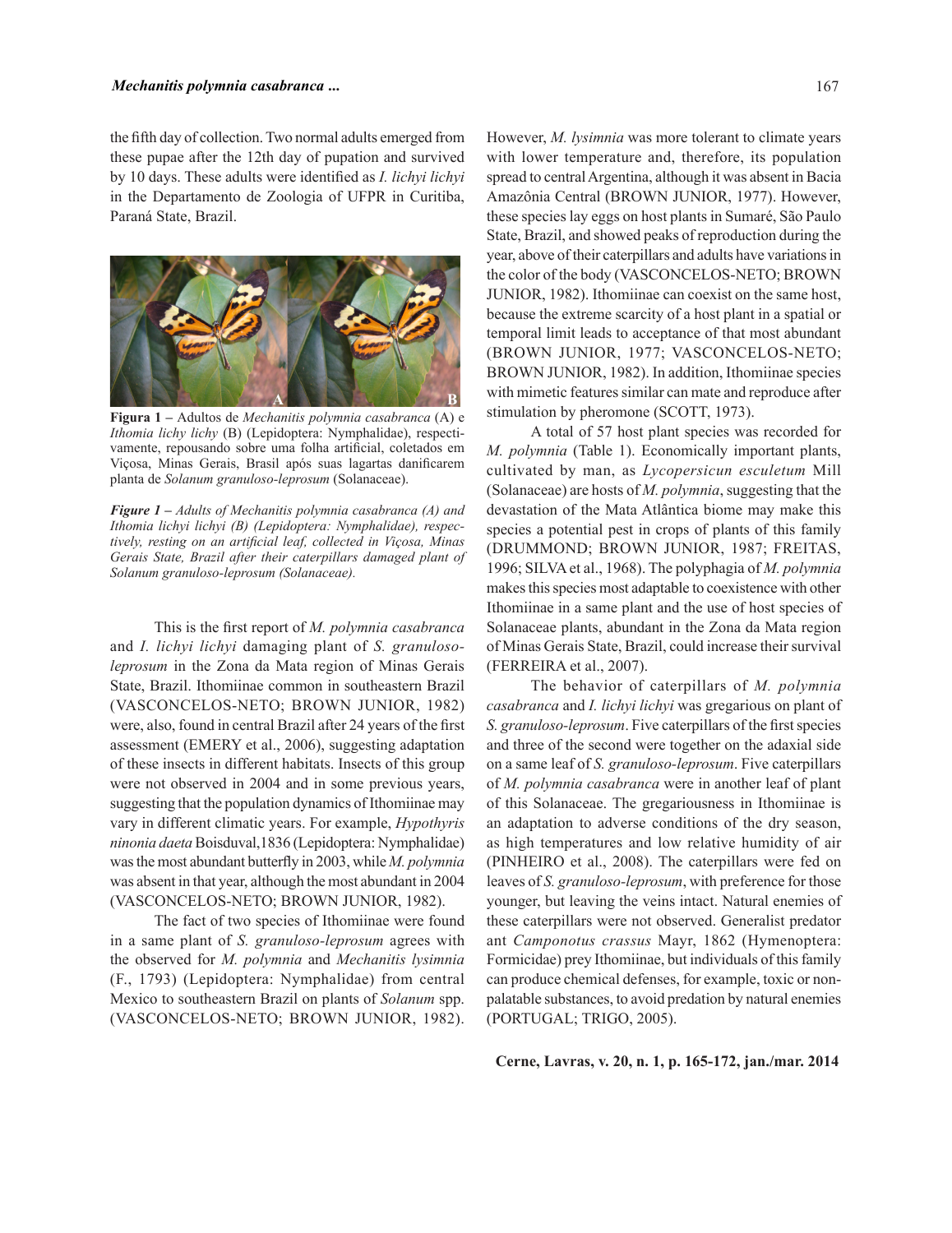the fifth day of collection. Two normal adults emerged from these pupae after the 12th day of pupation and survived by 10 days. These adults were identified as *I. lichyi lichyi* in the Departamento de Zoologia of UFPR in Curitiba, Paraná State, Brazil.

**Figura 1 –** Adultos de *Mechanitis polymnia casabranca* (A) e *Ithomia lichy lichy* (B) (Lepidoptera: Nymphalidae), respectivamente, repousando sobre uma folha artificial, coletados em Viçosa, Minas Gerais, Brasil após suas lagartas danificarem planta de *Solanum granuloso-leprosum* (Solanaceae).

***Figure 1** – Adults of Mechanitis polymnia casabranca (A) and Ithomia lichyi lichyi (B) (Lepidoptera: Nymphalidae), respectively, resting on an artificial leaf, collected in Viçosa, Minas Gerais State, Brazil after their caterpillars damaged plant of Solanum granuloso-leprosum (Solanaceae).*

This is the first report of *M. polymnia casabranca* and *I. lichyi lichyi* damaging plant of *S. granuloso-leprosum* in the Zona da Mata region of Minas Gerais State, Brazil. Ithomiinae common in southeastern Brazil (VASCONCELOS-NETO; BROWN JUNIOR, 1982) were, also, found in central Brazil after 24 years of the first assessment (EMERY et al., 2006), suggesting adaptation of these insects in different habitats. Insects of this group were not observed in 2004 and in some previous years, suggesting that the population dynamics of Ithomiinae may vary in different climatic years. For example, *Hypothyris ninonia daeta* Boisduval,1836 (Lepidoptera: Nymphalidae) was the most abundant butterfly in 2003, while *M. polymnia* was absent in that year, although the most abundant in 2004 (VASCONCELOS-NETO; BROWN JUNIOR, 1982).

The fact of two species of Ithomiinae were found in a same plant of *S. granuloso-leprosum* agrees with the observed for *M. polymnia* and *Mechanitis lysimnia* (F., 1793) (Lepidoptera: Nymphalidae) from central Mexico to southeastern Brazil on plants of *Solanum* spp. (VASCONCELOS-NETO; BROWN JUNIOR, 1982). However, *M. lysimnia* was more tolerant to climate years with lower temperature and, therefore, its population spread to central Argentina, although it was absent in Bacia Amazônia Central (BROWN JUNIOR, 1977). However, these species lay eggs on host plants in Sumaré, São Paulo State, Brazil, and showed peaks of reproduction during the year, above of their caterpillars and adults have variations in the color of the body (VASCONCELOS-NETO; BROWN JUNIOR, 1982). Ithomiinae can coexist on the same host, because the extreme scarcity of a host plant in a spatial or temporal limit leads to acceptance of that most abundant (BROWN JUNIOR, 1977; VASCONCELOS-NETO; BROWN JUNIOR, 1982). In addition, Ithomiinae species with mimetic features similar can mate and reproduce after stimulation by pheromone (SCOTT, 1973).

A total of 57 host plant species was recorded for *M. polymnia* (Table 1). Economically important plants, cultivated by man, as *Lycopersicun esculetum* Mill (Solanaceae) are hosts of *M. polymnia*, suggesting that the devastation of the Mata Atlântica biome may make this species a potential pest in crops of plants of this family (DRUMMOND; BROWN JUNIOR, 1987; FREITAS, 1996; SILVA et al., 1968). The polyphagia of *M. polymnia* makes this species most adaptable to coexistence with other Ithomiinae in a same plant and the use of host species of Solanaceae plants, abundant in the Zona da Mata region of Minas Gerais State, Brazil, could increase their survival (FERREIRA et al., 2007).

The behavior of caterpillars of *M. polymnia casabranca* and *I. lichyi lichyi* was gregarious on plant of *S. granuloso-leprosum*. Five caterpillars of the first species and three of the second were together on the adaxial side on a same leaf of *S. granuloso-leprosum*. Five caterpillars of *M. polymnia casabranca* were in another leaf of plant of this Solanaceae. The gregariousness in Ithomiinae is an adaptation to adverse conditions of the dry season, as high temperatures and low relative humidity of air (PINHEIRO et al., 2008). The caterpillars were fed on leaves of *S. granuloso-leprosum*, with preference for those younger, but leaving the veins intact. Natural enemies of these caterpillars were not observed. Generalist predator ant *Camponotus crassus* Mayr, 1862 (Hymenoptera: Formicidae) prey Ithomiinae, but individuals of this family can produce chemical defenses, for example, toxic or non-palatable substances, to avoid predation by natural enemies (PORTUGAL; TRIGO, 2005).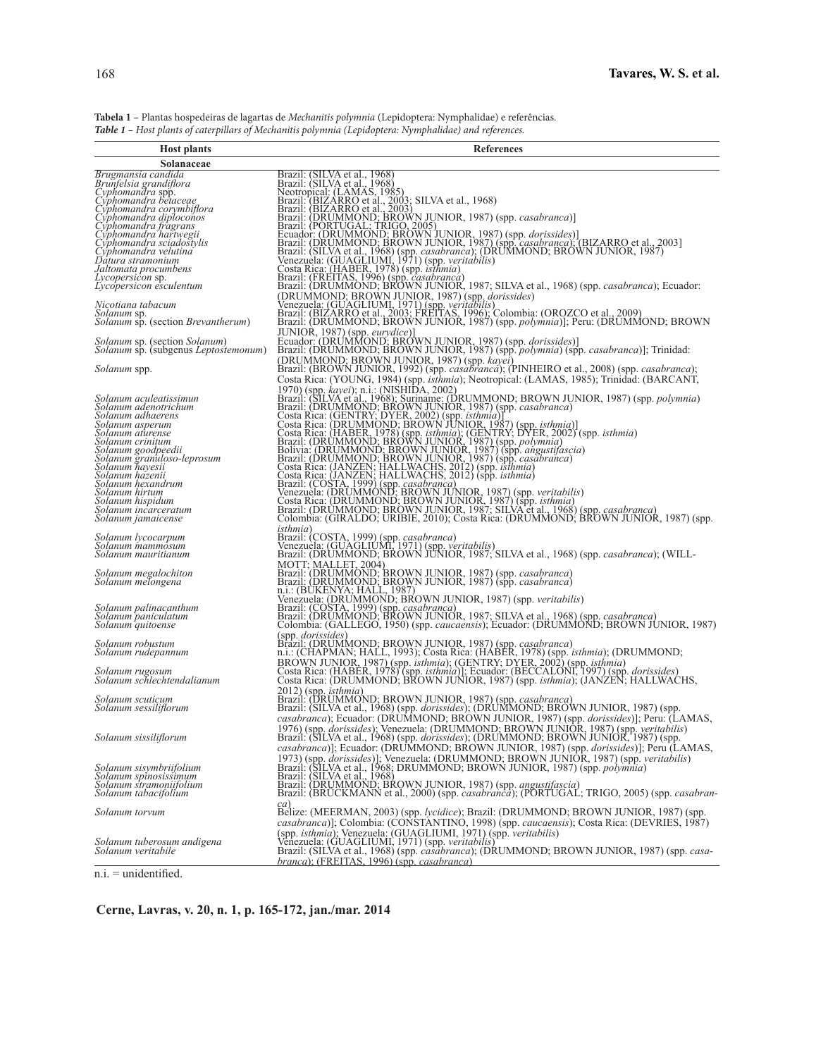**Tabela 1** – Plantas hospedeiras de lagartas de *Mechanitis polymnia* (Lepidoptera: Nymphalidae) e referências.
***Table 1** – Host plants of caterpillars of Mechanitis polymnia (Lepidoptera: Nymphalidae) and references.*

| Host plants | References |
|---|---|
| **Solanaceae** | |
| *Brugmansia candida* | Brazil: (SILVA et al., 1968) |
| *Brunfelsia grandiflora* | Brazil: (SILVA et al., 1968) |
| *Cyphomandra* spp. | Neotropical: (LAMAS, 1985) |
| *Cyphomandra betaceae* | Brazil: (BIZARRO et al., 2003; SILVA et al., 1968) |
| *Cyphomandra corymbiflora* | Brazil: (BIZARRO et al., 2003) |
| *Cyphomandra diploconos* | Brazil: (DRUMMOND; BROWN JUNIOR, 1987) (spp. *casabranca*)] |
| *Cyphomandra fragrans* | Brazil: (PORTUGAL; TRIGO, 2005) |
| *Cyphomandra hartwegii* | Ecuador: (DRUMMOND; BROWN JUNIOR, 1987) (spp. *dorissides*)] |
| *Cyphomandra sciadostylis* | Brazil: (DRUMMOND; BROWN JUNIOR, 1987) (spp. *casabranca*); (BIZARRO et al., 2003] |
| *Cyphomandra velutina* | Brazil: (SILVA et al., 1968) (spp. *casabranca*); (DRUMMOND; BROWN JUNIOR, 1987) |
| *Datura stramonium* | Venezuela: (GUAGLIUMI, 1971) (spp. *veritabilis*) |
| *Jaltomata procumbens* | Costa Rica: (HABER, 1978) (spp. *isthmia*) |
| *Lycopersicon* sp. | Brazil: (FREITAS, 1996) (spp. *casabranca*) |
| *Lycopersicon esculentum* | Brazil: (DRUMMOND; BROWN JUNIOR, 1987; SILVA et al., 1968) (spp. *casabranca*); Ecuador: (DRUMMOND; BROWN JUNIOR, 1987) (spp. *dorissides*) |
| *Nicotiana tabacum* | Venezuela: (GUAGLIUMI, 1971) (spp. *veritabilis*) |
| *Solanum* sp. | Brazil: (BIZARRO et al., 2003; FREITAS, 1996); Colombia: (OROZCO et al., 2009) |
| *Solanum* sp. (section *Brevantherum*) | Brazil: (DRUMMOND; BROWN JUNIOR, 1987) (spp. *polymnia*)]; Peru: (DRUMMOND; BROWN JUNIOR, 1987) (spp. *eurydice*)] |
| *Solanum* sp. (section *Solanum*) | Ecuador: (DRUMMOND; BROWN JUNIOR, 1987) (spp. *dorissides*)] |
| *Solanum* sp. (subgenus *Leptostemonum*) | Brazil: (DRUMMOND; BROWN JUNIOR, 1987) (spp. *polymnia*) (spp. *casabranca*)]; Trinidad: (DRUMMOND; BROWN JUNIOR, 1987) (spp. *kayei*) |
| *Solanum* spp. | Brazil: (BROWN JUNIOR, 1992) (spp. *casabranca*); (PINHEIRO et al., 2008) (spp. *casabranca*); Costa Rica: (YOUNG, 1984) (spp. *isthmia*); Neotropical: (LAMAS, 1985); Trinidad: (BARCANT, 1970) (spp. *kayei*); n.i.: (NISHIDA, 2002) |
| *Solanum aculeatissimun* | Brazil: (SILVA et al., 1968); Suriname: (DRUMMOND; BROWN JUNIOR, 1987) (spp. *polymnia*) |
| *Solanum adenotrichum* | Brazil: (DRUMMOND; BROWN JUNIOR, 1987) (spp. *casabranca*) |
| *Solanum adhaerens* | Costa Rica: (GENTRY; DYER, 2002) (spp. *isthmia*)] |
| *Solanum asperum* | Costa Rica: (DRUMMOND; BROWN JUNIOR, 1987) (spp. *isthmia*)] |
| *Solanum aturense* | Costa Rica: (HABER, 1978) (spp. *isthmia*); (GENTRY; DYER, 2002) (spp. *isthmia*) |
| *Solanum crinitum* | Brazil: (DRUMMOND; BROWN JUNIOR, 1987) (spp. *polymnia*) |
| *Solanum goodpeedii* | Bolivia: (DRUMMOND; BROWN JUNIOR, 1987) (spp. *angustifascia*) |
| *Solanum granuloso-leprosum* | Brazil: (DRUMMOND; BROWN JUNIOR, 1987) (spp. *casabranca*) |
| *Solanum hayesii* | Costa Rica: (JANZEN; HALLWACHS, 2012) (spp. *isthmia*) |
| *Solanum hazenii* | Costa Rica: (JANZEN; HALLWACHS, 2012) (spp. *isthmia*) |
| *Solanum hexandrum* | Brazil: (COSTA, 1999) (spp. *casabranca*) |
| *Solanum hirtum* | Venezuela: (DRUMMOND; BROWN JUNIOR, 1987) (spp. *veritabilis*) |
| *Solanum hispidum* | Costa Rica: (DRUMMOND; BROWN JUNIOR, 1987) (spp. *isthmia*) |
| *Solanum incarceratum* | Brazil: (DRUMMOND; BROWN JUNIOR, 1987; SILVA et al., 1968) (spp. *casabranca*) |
| *Solanum jamaicense* | Colombia: (GIRALDO; URIBIE, 2010); Costa Rica: (DRUMMOND; BROWN JUNIOR, 1987) (spp. *isthmia*) |
| *Solanum lycocarpum* | Brazil: (COSTA, 1999) (spp. *casabranca*) |
| *Solanum mammosum* | Venezuela: (GUAGLIUMI, 1971) (spp. *veritabilis*) |
| *Solanum mauritianum* | Brazil: (DRUMMOND; BROWN JUNIOR, 1987; SILVA et al., 1968) (spp. *casabranca*); (WILLMOTT; MALLET, 2004) |
| *Solanum megalochiton* | Brazil: (DRUMMOND; BROWN JUNIOR, 1987) (spp. *casabranca*) |
| *Solanum melongena* | Brazil: (DRUMMOND; BROWN JUNIOR, 1987) (spp. *casabranca*) n.i.: (BUKENYA; HALL, 1987) Venezuela: (DRUMMOND; BROWN JUNIOR, 1987) (spp. *veritabilis*) |
| *Solanum palinacanthum* | Brazil: (COSTA, 1999) (spp. *casabranca*) |
| *Solanum paniculatum* | Brazil: (DRUMMOND; BROWN JUNIOR, 1987; SILVA et al., 1968) (spp. *casabranca*) |
| *Solanum quitoense* | Colombia: (GALLEGO, 1950) (spp. *caucaensis*); Ecuador: (DRUMMOND; BROWN JUNIOR, 1987) (spp. *dorissides*) |
| *Solanum robustum* | Brazil: (DRUMMOND; BROWN JUNIOR, 1987) (spp. *casabranca*) |
| *Solanum rudepannum* | n.i.: (CHAPMAN; HALL, 1993); Costa Rica: (HABER, 1978) (spp. *isthmia*); (DRUMMOND; BROWN JUNIOR, 1987) (spp. *isthmia*); (GENTRY; DYER, 2002) (spp. *isthmia*) |
| *Solanum rugosum* | Costa Rica: (HABER, 1978) (spp. *isthmia*)]; Ecuador: (BECCALONI, 1997) (spp. *dorissides*) |
| *Solanum schlechtendalianum* | Costa Rica: (DRUMMOND; BROWN JUNIOR, 1987) (spp. *isthmia*); (JANZEN; HALLWACHS, 2012) (spp. *isthmia*) |
| *Solanum scuticum* | Brazil: (DRUMMOND; BROWN JUNIOR, 1987) (spp. *casabranca*) |
| *Solanum sessiliflorum* | Brazil: (SILVA et al., 1968) (spp. *dorissides*); (DRUMMOND; BROWN JUNIOR, 1987) (spp. *casabranca*); Ecuador: (DRUMMOND; BROWN JUNIOR, 1987) (spp. *dorissides*)]; Peru: (LAMAS, 1976) (spp. *dorissides*); Venezuela: (DRUMMOND; BROWN JUNIOR, 1987) (spp. *veritabilis*) |
| *Solanum sissiliflorum* | Brazil: (SILVA et al., 1968) (spp. *dorissides*); (DRUMMOND; BROWN JUNIOR, 1987) (spp. *casabranca*)]; Ecuador: (DRUMMOND; BROWN JUNIOR, 1987) (spp. *dorissides*)]; Peru (LAMAS, 1973) (spp. *dorissides*)]; Venezuela: (DRUMMOND; BROWN JUNIOR, 1987) (spp. *veritabilis*) |
| *Solanum sisymbriifolium* | Brazil: (SILVA et al., 1968; DRUMMOND; BROWN JUNIOR, 1987) (spp. *polymnia*) |
| *Solanum spinosissimum* | Brazil: (SILVA et al., 1968) |
| *Solanum stramoniifolium* | Brazil: (DRUMMOND; BROWN JUNIOR, 1987) (spp. *angustifascia*) |
| *Solanum tabacifolium* | Brazil: (BRÜCKMANN et al., 2000) (spp. *casabranca*); (PORTUGAL; TRIGO, 2005) (spp. *casabranca*) |
| *Solanum torvum* | Belize: (MEERMAN, 2003) (spp. *lycidice*); Brazil: (DRUMMOND; BROWN JUNIOR, 1987) (spp. *casabranca*)]; Colombia: (CONSTANTINO, 1998) (spp. *caucaensis*); Costa Rica: (DEVRIES, 1987) (spp. *isthmia*); Venezuela: (GUAGLIUMI, 1971) (spp. *veritabilis*) |
| *Solanum tuberosum andigena* | Venezuela: (GUAGLIUMI, 1971) (spp. *veritabilis*) |
| *Solanum veritabile* | Brazil: (SILVA et al., 1968) (spp. *casabranca*); (DRUMMOND; BROWN JUNIOR, 1987) (spp. *casabranca*); (FREITAS, 1996) (spp. *casabranca*) |

n.i. = unidentified.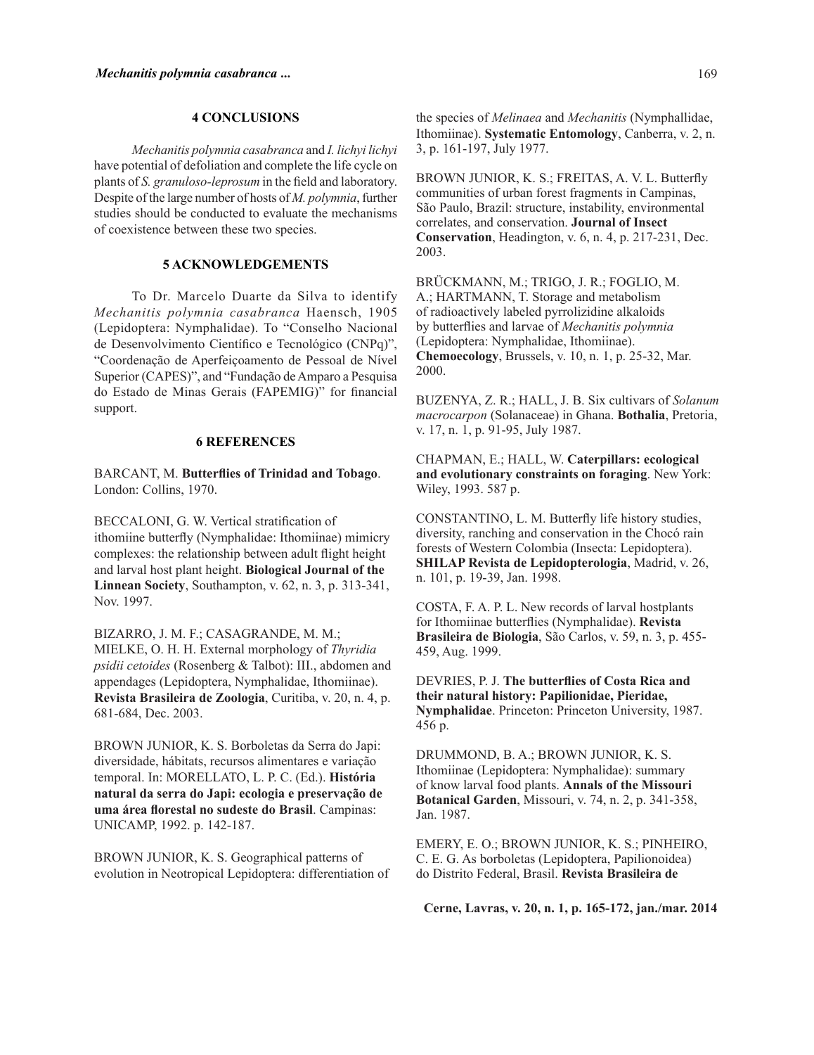## 4 CONCLUSIONS

*Mechanitis polymnia casabranca* and *I. lichyi lichyi* have potential of defoliation and complete the life cycle on plants of *S. granuloso-leprosum* in the field and laboratory. Despite of the large number of hosts of *M. polymnia*, further studies should be conducted to evaluate the mechanisms of coexistence between these two species.

## 5 ACKNOWLEDGEMENTS

To Dr. Marcelo Duarte da Silva to identify *Mechanitis polymnia casabranca* Haensch, 1905 (Lepidoptera: Nymphalidae). To "Conselho Nacional de Desenvolvimento Científico e Tecnológico (CNPq)", "Coordenação de Aperfeiçoamento de Pessoal de Nível Superior (CAPES)", and "Fundação de Amparo a Pesquisa do Estado de Minas Gerais (FAPEMIG)" for financial support.

## 6 REFERENCES

BARCANT, M. **Butterflies of Trinidad and Tobago**. London: Collins, 1970.

BECCALONI, G. W. Vertical stratification of ithomiine butterfly (Nymphalidae: Ithomiinae) mimicry complexes: the relationship between adult flight height and larval host plant height. **Biological Journal of the Linnean Society**, Southampton, v. 62, n. 3, p. 313-341, Nov. 1997.

BIZARRO, J. M. F.; CASAGRANDE, M. M.; MIELKE, O. H. H. External morphology of *Thyridia psidii cetoides* (Rosenberg & Talbot): III., abdomen and appendages (Lepidoptera, Nymphalidae, Ithomiinae). **Revista Brasileira de Zoologia**, Curitiba, v. 20, n. 4, p. 681-684, Dec. 2003.

BROWN JUNIOR, K. S. Borboletas da Serra do Japi: diversidade, hábitats, recursos alimentares e variação temporal. In: MORELLATO, L. P. C. (Ed.). **História natural da serra do Japi: ecologia e preservação de uma área florestal no sudeste do Brasil**. Campinas: UNICAMP, 1992. p. 142-187.

BROWN JUNIOR, K. S. Geographical patterns of evolution in Neotropical Lepidoptera: differentiation of the species of *Melinaea* and *Mechanitis* (Nymphallidae, Ithomiinae). **Systematic Entomology**, Canberra, v. 2, n. 3, p. 161-197, July 1977.

BROWN JUNIOR, K. S.; FREITAS, A. V. L. Butterfly communities of urban forest fragments in Campinas, São Paulo, Brazil: structure, instability, environmental correlates, and conservation. **Journal of Insect Conservation**, Headington, v. 6, n. 4, p. 217-231, Dec. 2003.

BRÜCKMANN, M.; TRIGO, J. R.; FOGLIO, M. A.; HARTMANN, T. Storage and metabolism of radioactively labeled pyrrolizidine alkaloids by butterflies and larvae of *Mechanitis polymnia* (Lepidoptera: Nymphalidae, Ithomiinae). **Chemoecology**, Brussels, v. 10, n. 1, p. 25-32, Mar. 2000.

BUZENYA, Z. R.; HALL, J. B. Six cultivars of *Solanum macrocarpon* (Solanaceae) in Ghana. **Bothalia**, Pretoria, v. 17, n. 1, p. 91-95, July 1987.

CHAPMAN, E.; HALL, W. **Caterpillars: ecological and evolutionary constraints on foraging**. New York: Wiley, 1993. 587 p.

CONSTANTINO, L. M. Butterfly life history studies, diversity, ranching and conservation in the Chocó rain forests of Western Colombia (Insecta: Lepidoptera). **SHILAP Revista de Lepidopterologia**, Madrid, v. 26, n. 101, p. 19-39, Jan. 1998.

COSTA, F. A. P. L. New records of larval hostplants for Ithomiinae butterflies (Nymphalidae). **Revista Brasileira de Biologia**, São Carlos, v. 59, n. 3, p. 455-459, Aug. 1999.

DEVRIES, P. J. **The butterflies of Costa Rica and their natural history: Papilionidae, Pieridae, Nymphalidae**. Princeton: Princeton University, 1987. 456 p.

DRUMMOND, B. A.; BROWN JUNIOR, K. S. Ithomiinae (Lepidoptera: Nymphalidae): summary of know larval food plants. **Annals of the Missouri Botanical Garden**, Missouri, v. 74, n. 2, p. 341-358, Jan. 1987.

EMERY, E. O.; BROWN JUNIOR, K. S.; PINHEIRO, C. E. G. As borboletas (Lepidoptera, Papilionoidea) do Distrito Federal, Brasil. **Revista Brasileira de**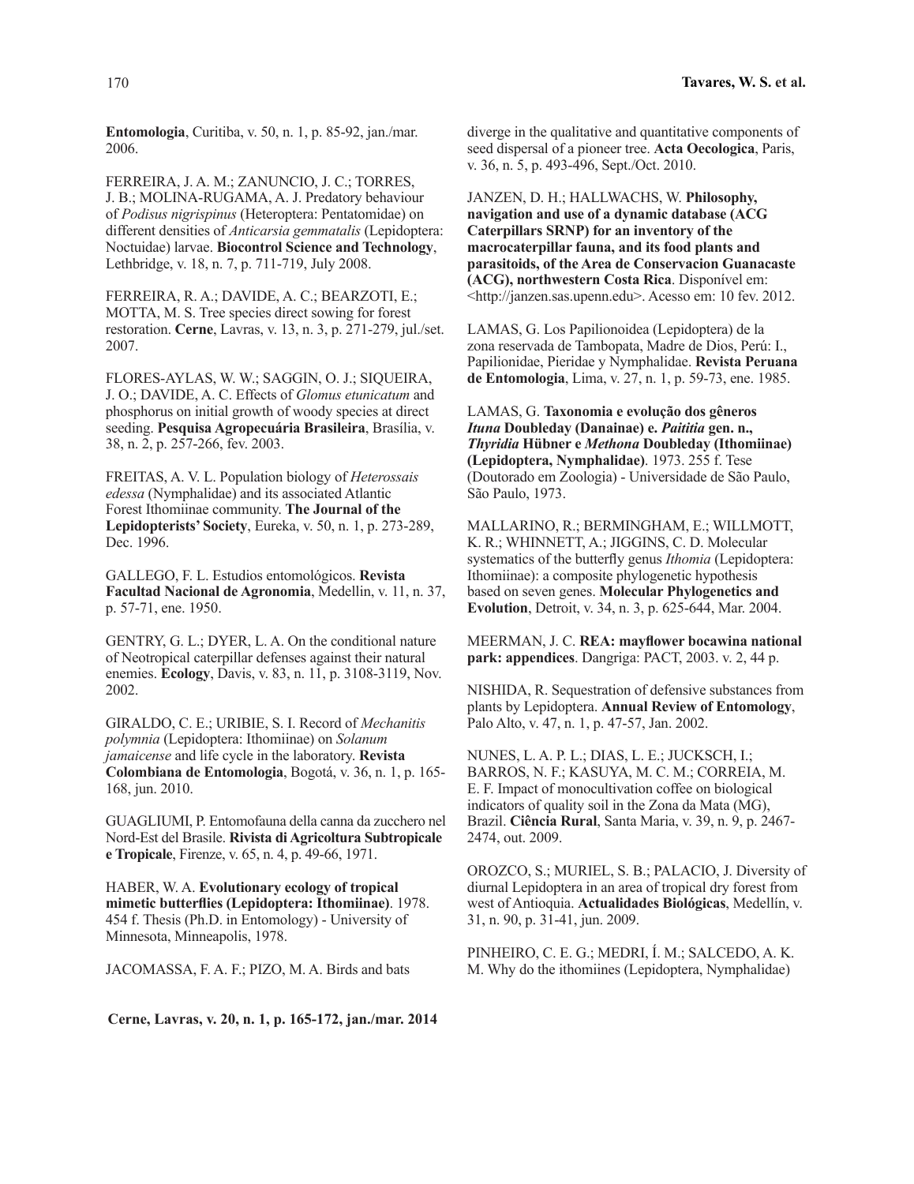**Entomologia**, Curitiba, v. 50, n. 1, p. 85-92, jan./mar. 2006.

FERREIRA, J. A. M.; ZANUNCIO, J. C.; TORRES, J. B.; MOLINA-RUGAMA, A. J. Predatory behaviour of *Podisus nigrispinus* (Heteroptera: Pentatomidae) on different densities of *Anticarsia gemmatalis* (Lepidoptera: Noctuidae) larvae. **Biocontrol Science and Technology**, Lethbridge, v. 18, n. 7, p. 711-719, July 2008.

FERREIRA, R. A.; DAVIDE, A. C.; BEARZOTI, E.; MOTTA, M. S. Tree species direct sowing for forest restoration. **Cerne**, Lavras, v. 13, n. 3, p. 271-279, jul./set. 2007.

FLORES-AYLAS, W. W.; SAGGIN, O. J.; SIQUEIRA, J. O.; DAVIDE, A. C. Effects of *Glomus etunicatum* and phosphorus on initial growth of woody species at direct seeding. **Pesquisa Agropecuária Brasileira**, Brasília, v. 38, n. 2, p. 257-266, fev. 2003.

FREITAS, A. V. L. Population biology of *Heterossais edessa* (Nymphalidae) and its associated Atlantic Forest Ithomiinae community. **The Journal of the Lepidopterists' Society**, Eureka, v. 50, n. 1, p. 273-289, Dec. 1996.

GALLEGO, F. L. Estudios entomológicos. **Revista Facultad Nacional de Agronomia**, Medellin, v. 11, n. 37, p. 57-71, ene. 1950.

GENTRY, G. L.; DYER, L. A. On the conditional nature of Neotropical caterpillar defenses against their natural enemies. **Ecology**, Davis, v. 83, n. 11, p. 3108-3119, Nov. 2002.

GIRALDO, C. E.; URIBIE, S. I. Record of *Mechanitis polymnia* (Lepidoptera: Ithomiinae) on *Solanum jamaicense* and life cycle in the laboratory. **Revista Colombiana de Entomologia**, Bogotá, v. 36, n. 1, p. 165-168, jun. 2010.

GUAGLIUMI, P. Entomofauna della canna da zucchero nel Nord-Est del Brasile. **Rivista di Agricoltura Subtropicale e Tropicale**, Firenze, v. 65, n. 4, p. 49-66, 1971.

HABER, W. A. **Evolutionary ecology of tropical mimetic butterflies (Lepidoptera: Ithomiinae)**. 1978. 454 f. Thesis (Ph.D. in Entomology) - University of Minnesota, Minneapolis, 1978.

JACOMASSA, F. A. F.; PIZO, M. A. Birds and bats diverge in the qualitative and quantitative components of seed dispersal of a pioneer tree. **Acta Oecologica**, Paris, v. 36, n. 5, p. 493-496, Sept./Oct. 2010.

JANZEN, D. H.; HALLWACHS, W. **Philosophy, navigation and use of a dynamic database (ACG Caterpillars SRNP) for an inventory of the macrocaterpillar fauna, and its food plants and parasitoids, of the Area de Conservacion Guanacaste (ACG), northwestern Costa Rica**. Disponível em: <http://janzen.sas.upenn.edu>. Acesso em: 10 fev. 2012.

LAMAS, G. Los Papilionoidea (Lepidoptera) de la zona reservada de Tambopata, Madre de Dios, Perú: I., Papilionidae, Pieridae y Nymphalidae. **Revista Peruana de Entomologia**, Lima, v. 27, n. 1, p. 59-73, ene. 1985.

LAMAS, G. **Taxonomia e evolução dos gêneros *Ituna* Doubleday (Danainae) e. *Paititia* gen. n., *Thyridia* Hübner e *Methona* Doubleday (Ithomiinae) (Lepidoptera, Nymphalidae)**. 1973. 255 f. Tese (Doutorado em Zoologia) - Universidade de São Paulo, São Paulo, 1973.

MALLARINO, R.; BERMINGHAM, E.; WILLMOTT, K. R.; WHINNETT, A.; JIGGINS, C. D. Molecular systematics of the butterfly genus *Ithomia* (Lepidoptera: Ithomiinae): a composite phylogenetic hypothesis based on seven genes. **Molecular Phylogenetics and Evolution**, Detroit, v. 34, n. 3, p. 625-644, Mar. 2004.

MEERMAN, J. C. **REA: mayflower bocawina national park: appendices**. Dangriga: PACT, 2003. v. 2, 44 p.

NISHIDA, R. Sequestration of defensive substances from plants by Lepidoptera. **Annual Review of Entomology**, Palo Alto, v. 47, n. 1, p. 47-57, Jan. 2002.

NUNES, L. A. P. L.; DIAS, L. E.; JUCKSCH, I.; BARROS, N. F.; KASUYA, M. C. M.; CORREIA, M. E. F. Impact of monocultivation coffee on biological indicators of quality soil in the Zona da Mata (MG), Brazil. **Ciência Rural**, Santa Maria, v. 39, n. 9, p. 2467-2474, out. 2009.

OROZCO, S.; MURIEL, S. B.; PALACIO, J. Diversity of diurnal Lepidoptera in an area of tropical dry forest from west of Antioquia. **Actualidades Biológicas**, Medellín, v. 31, n. 90, p. 31-41, jun. 2009.

PINHEIRO, C. E. G.; MEDRI, Í. M.; SALCEDO, A. K. M. Why do the ithomiines (Lepidoptera, Nymphalidae)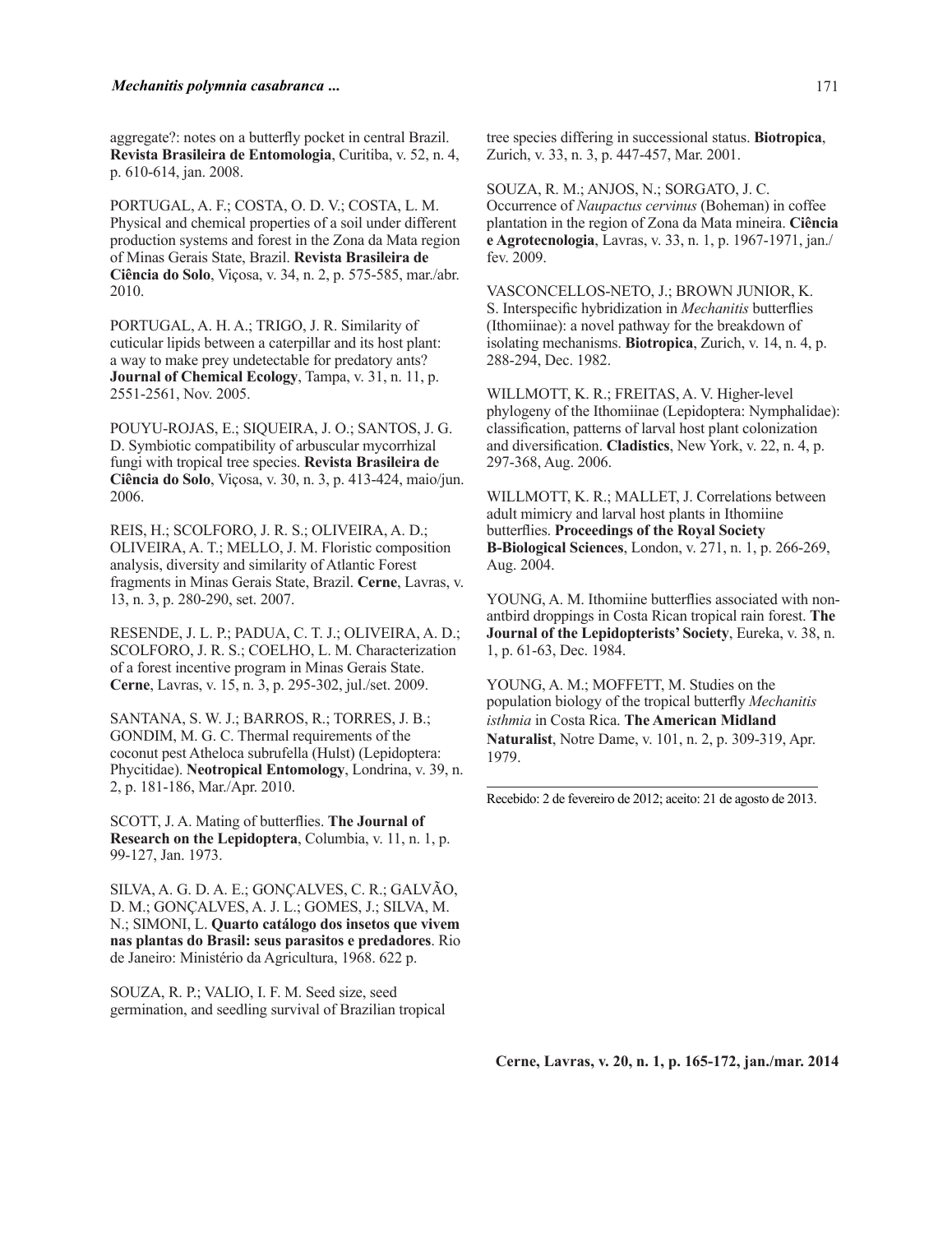aggregate?: notes on a butterfly pocket in central Brazil. **Revista Brasileira de Entomologia**, Curitiba, v. 52, n. 4, p. 610-614, jan. 2008.

PORTUGAL, A. F.; COSTA, O. D. V.; COSTA, L. M. Physical and chemical properties of a soil under different production systems and forest in the Zona da Mata region of Minas Gerais State, Brazil. **Revista Brasileira de Ciência do Solo**, Viçosa, v. 34, n. 2, p. 575-585, mar./abr. 2010.

PORTUGAL, A. H. A.; TRIGO, J. R. Similarity of cuticular lipids between a caterpillar and its host plant: a way to make prey undetectable for predatory ants? **Journal of Chemical Ecology**, Tampa, v. 31, n. 11, p. 2551-2561, Nov. 2005.

POUYU-ROJAS, E.; SIQUEIRA, J. O.; SANTOS, J. G. D. Symbiotic compatibility of arbuscular mycorrhizal fungi with tropical tree species. **Revista Brasileira de Ciência do Solo**, Viçosa, v. 30, n. 3, p. 413-424, maio/jun. 2006.

REIS, H.; SCOLFORO, J. R. S.; OLIVEIRA, A. D.; OLIVEIRA, A. T.; MELLO, J. M. Floristic composition analysis, diversity and similarity of Atlantic Forest fragments in Minas Gerais State, Brazil. **Cerne**, Lavras, v. 13, n. 3, p. 280-290, set. 2007.

RESENDE, J. L. P.; PADUA, C. T. J.; OLIVEIRA, A. D.; SCOLFORO, J. R. S.; COELHO, L. M. Characterization of a forest incentive program in Minas Gerais State. **Cerne**, Lavras, v. 15, n. 3, p. 295-302, jul./set. 2009.

SANTANA, S. W. J.; BARROS, R.; TORRES, J. B.; GONDIM, M. G. C. Thermal requirements of the coconut pest Atheloca subrufella (Hulst) (Lepidoptera: Phycitidae). **Neotropical Entomology**, Londrina, v. 39, n. 2, p. 181-186, Mar./Apr. 2010.

SCOTT, J. A. Mating of butterflies. **The Journal of Research on the Lepidoptera**, Columbia, v. 11, n. 1, p. 99-127, Jan. 1973.

SILVA, A. G. D. A. E.; GONÇALVES, C. R.; GALVÃO, D. M.; GONÇALVES, A. J. L.; GOMES, J.; SILVA, M. N.; SIMONI, L. **Quarto catálogo dos insetos que vivem nas plantas do Brasil: seus parasitos e predadores**. Rio de Janeiro: Ministério da Agricultura, 1968. 622 p.

SOUZA, R. P.; VALIO, I. F. M. Seed size, seed germination, and seedling survival of Brazilian tropical tree species differing in successional status. **Biotropica**, Zurich, v. 33, n. 3, p. 447-457, Mar. 2001.

SOUZA, R. M.; ANJOS, N.; SORGATO, J. C. Occurrence of *Naupactus cervinus* (Boheman) in coffee plantation in the region of Zona da Mata mineira. **Ciência e Agrotecnologia**, Lavras, v. 33, n. 1, p. 1967-1971, jan./fev. 2009.

VASCONCELLOS-NETO, J.; BROWN JUNIOR, K. S. Interspecific hybridization in *Mechanitis* butterflies (Ithomiinae): a novel pathway for the breakdown of isolating mechanisms. **Biotropica**, Zurich, v. 14, n. 4, p. 288-294, Dec. 1982.

WILLMOTT, K. R.; FREITAS, A. V. Higher-level phylogeny of the Ithomiinae (Lepidoptera: Nymphalidae): classification, patterns of larval host plant colonization and diversification. **Cladistics**, New York, v. 22, n. 4, p. 297-368, Aug. 2006.

WILLMOTT, K. R.; MALLET, J. Correlations between adult mimicry and larval host plants in Ithomiine butterflies. **Proceedings of the Royal Society B-Biological Sciences**, London, v. 271, n. 1, p. 266-269, Aug. 2004.

YOUNG, A. M. Ithomiine butterflies associated with non-antbird droppings in Costa Rican tropical rain forest. **The Journal of the Lepidopterists' Society**, Eureka, v. 38, n. 1, p. 61-63, Dec. 1984.

YOUNG, A. M.; MOFFETT, M. Studies on the population biology of the tropical butterfly *Mechanitis isthmia* in Costa Rica. **The American Midland Naturalist**, Notre Dame, v. 101, n. 2, p. 309-319, Apr. 1979.

---

Recebido: 2 de fevereiro de 2012; aceito: 21 de agosto de 2013.